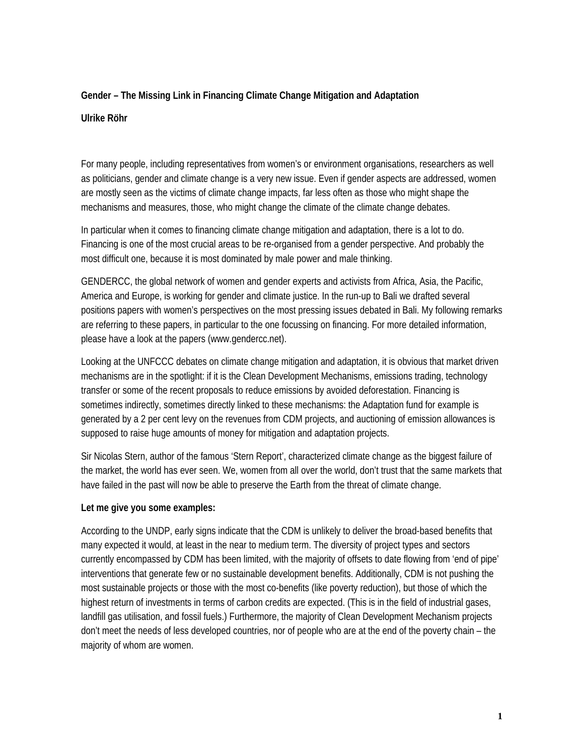# Gender – The Missing Link in Financing Climate Change Mitigation and Adaptation

**Ulrike Röhr**

For many people, including representatives from women's or environment organisations, researchers as well as politicians, gender and climate change is a very new issue. Even if gender aspects are addressed, women are mostly seen as the victims of climate change impacts, far less often as those who might shape the mechanisms and measures, those, who might change the climate of the climate change debates.

In particular when it comes to financing climate change mitigation and adaptation, there is a lot to do. Financing is one of the most crucial areas to be re-organised from a gender perspective. And probably the most difficult one, because it is most dominated by male power and male thinking.

GENDERCC, the global network of women and gender experts and activists from Africa, Asia, the Pacific, America and Europe, is working for gender and climate justice. In the run-up to Bali we drafted several positions papers with women's perspectives on the most pressing issues debated in Bali. My following remarks are referring to these papers, in particular to the one focussing on financing. For more detailed information, please have a look at the papers (www.gendercc.net).

Looking at the UNFCCC debates on climate change mitigation and adaptation, it is obvious that market driven mechanisms are in the spotlight: if it is the Clean Development Mechanisms, emissions trading, technology transfer or some of the recent proposals to reduce emissions by avoided deforestation. Financing is sometimes indirectly, sometimes directly linked to these mechanisms: the Adaptation fund for example is generated by a 2 per cent levy on the revenues from CDM projects, and auctioning of emission allowances is supposed to raise huge amounts of money for mitigation and adaptation projects.

Sir Nicolas Stern, author of the famous 'Stern Report', characterized climate change as the biggest failure of the market, the world has ever seen. We, women from all over the world, don't trust that the same markets that have failed in the past will now be able to preserve the Earth from the threat of climate change.

**Let me give you some examples:**

According to the UNDP, early signs indicate that the CDM is unlikely to deliver the broad-based benefits that many expected it would, at least in the near to medium term. The diversity of project types and sectors currently encompassed by CDM has been limited, with the majority of offsets to date flowing from 'end of pipe' interventions that generate few or no sustainable development benefits. Additionally, CDM is not pushing the most sustainable projects or those with the most co-benefits (like poverty reduction), but those of which the highest return of investments in terms of carbon credits are expected. (This is in the field of industrial gases, landfill gas utilisation, and fossil fuels.) Furthermore, the majority of Clean Development Mechanism projects don't meet the needs of less developed countries, nor of people who are at the end of the poverty chain – the majority of whom are women.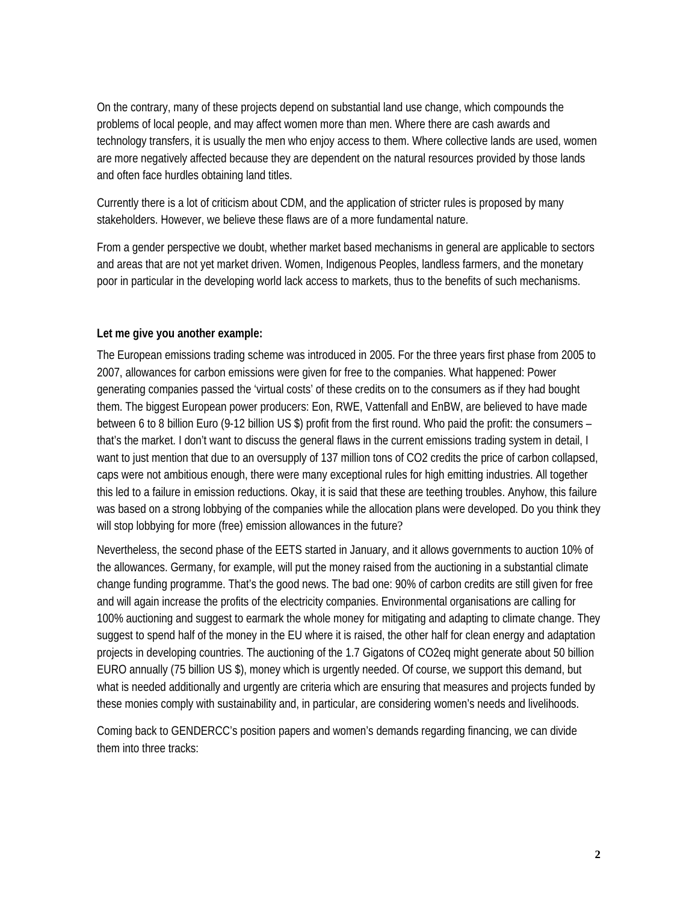On the contrary, many of these projects depend on substantial land use change, which compounds the problems of local people, and may affect women more than men. Where there are cash awards and technology transfers, it is usually the men who enjoy access to them. Where collective lands are used, women are more negatively affected because they are dependent on the natural resources provided by those lands and often face hurdles obtaining land titles.

Currently there is a lot of criticism about CDM, and the application of stricter rules is proposed by many stakeholders. However, we believe these flaws are of a more fundamental nature.

From a gender perspective we doubt, whether market based mechanisms in general are applicable to sectors and areas that are not yet market driven. Women, Indigenous Peoples, landless farmers, and the monetary poor in particular in the developing world lack access to markets, thus to the benefits of such mechanisms.

**Let me give you another example:**

The European emissions trading scheme was introduced in 2005. For the three years first phase from 2005 to 2007, allowances for carbon emissions were given for free to the companies. What happened: Power generating companies passed the 'virtual costs' of these credits on to the consumers as if they had bought them. The biggest European power producers: Eon, RWE, Vattenfall and EnBW, are believed to have made between 6 to 8 billion Euro (9-12 billion US $) profit from the first round. Who paid the profit: the consumers – that's the market. I don't want to discuss the general flaws in the current emissions trading system in detail, I want to just mention that due to an oversupply of 137 million tons of CO2 credits the price of carbon collapsed, caps were not ambitious enough, there were many exceptional rules for high emitting industries. All together this led to a failure in emission reductions. Okay, it is said that these are teething troubles. Anyhow, this failure was based on a strong lobbying of the companies while the allocation plans were developed. Do you think they will stop lobbying for more (free) emission allowances in the future?

Nevertheless, the second phase of the EETS started in January, and it allows governments to auction 10% of the allowances. Germany, for example, will put the money raised from the auctioning in a substantial climate change funding programme. That's the good news. The bad one: 90% of carbon credits are still given for free and will again increase the profits of the electricity companies. Environmental organisations are calling for 100% auctioning and suggest to earmark the whole money for mitigating and adapting to climate change. They suggest to spend half of the money in the EU where it is raised, the other half for clean energy and adaptation projects in developing countries. The auctioning of the 1.7 Gigatons of CO2eq might generate about 50 billion EURO annually (75 billion US $), money which is urgently needed. Of course, we support this demand, but what is needed additionally and urgently are criteria which are ensuring that measures and projects funded by these monies comply with sustainability and, in particular, are considering women's needs and livelihoods.

Coming back to GENDERCC's position papers and women's demands regarding financing, we can divide them into three tracks: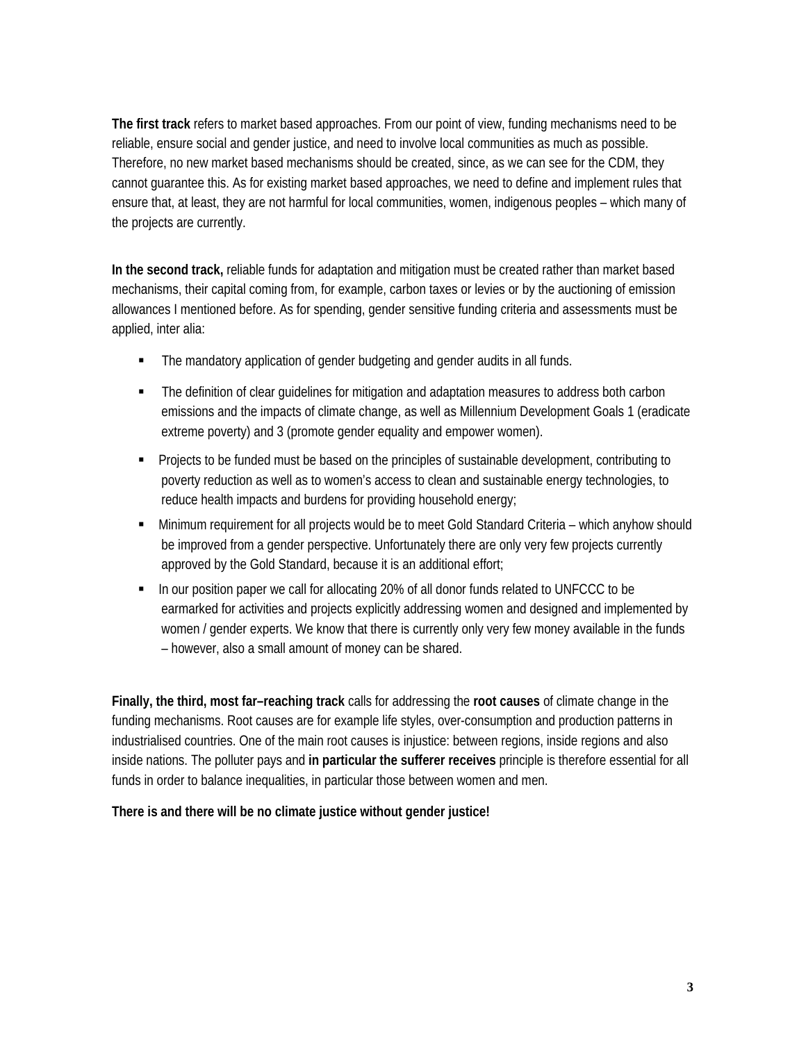**The first track** refers to market based approaches. From our point of view, funding mechanisms need to be reliable, ensure social and gender justice, and need to involve local communities as much as possible. Therefore, no new market based mechanisms should be created, since, as we can see for the CDM, they cannot guarantee this. As for existing market based approaches, we need to define and implement rules that ensure that, at least, they are not harmful for local communities, women, indigenous peoples – which many of the projects are currently.

**In the second track,** reliable funds for adaptation and mitigation must be created rather than market based mechanisms, their capital coming from, for example, carbon taxes or levies or by the auctioning of emission allowances I mentioned before. As for spending, gender sensitive funding criteria and assessments must be applied, inter alia:

- The mandatory application of gender budgeting and gender audits in all funds.
- The definition of clear guidelines for mitigation and adaptation measures to address both carbon emissions and the impacts of climate change, as well as Millennium Development Goals 1 (eradicate extreme poverty) and 3 (promote gender equality and empower women).
- Projects to be funded must be based on the principles of sustainable development, contributing to poverty reduction as well as to women's access to clean and sustainable energy technologies, to reduce health impacts and burdens for providing household energy;
- Minimum requirement for all projects would be to meet Gold Standard Criteria – which anyhow should be improved from a gender perspective. Unfortunately there are only very few projects currently approved by the Gold Standard, because it is an additional effort;
- In our position paper we call for allocating 20% of all donor funds related to UNFCCC to be earmarked for activities and projects explicitly addressing women and designed and implemented by women / gender experts. We know that there is currently only very few money available in the funds – however, also a small amount of money can be shared.

**Finally, the third, most far–reaching track** calls for addressing the **root causes** of climate change in the funding mechanisms. Root causes are for example life styles, over-consumption and production patterns in industrialised countries. One of the main root causes is injustice: between regions, inside regions and also inside nations. The polluter pays and **in particular the sufferer receives** principle is therefore essential for all funds in order to balance inequalities, in particular those between women and men.

**There is and there will be no climate justice without gender justice!**